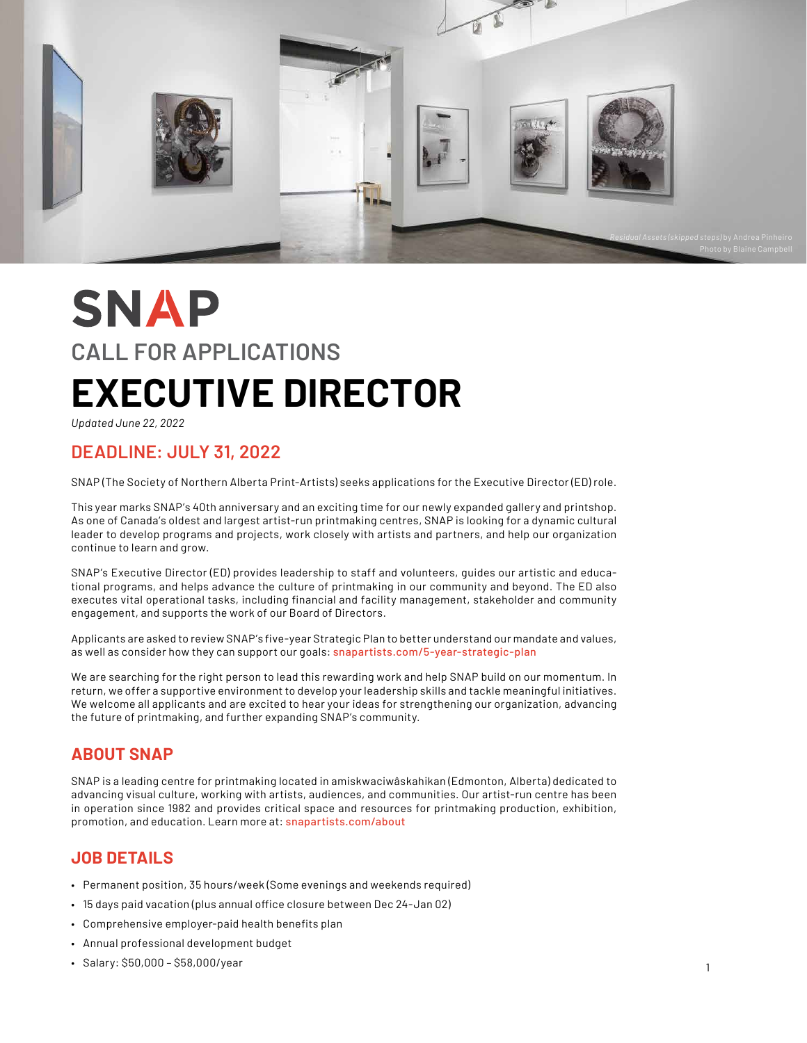*Residual Assets (skipped steps)* by Andrea Pinheiro
Photo by Blaine Campbell

# SNAP

## CALL FOR APPLICATIONS

# EXECUTIVE DIRECTOR

*Updated June 22, 2022*

## DEADLINE: JULY 31, 2022

SNAP (The Society of Northern Alberta Print-Artists) seeks applications for the Executive Director (ED) role.

This year marks SNAP's 40th anniversary and an exciting time for our newly expanded gallery and printshop. As one of Canada's oldest and largest artist-run printmaking centres, SNAP is looking for a dynamic cultural leader to develop programs and projects, work closely with artists and partners, and help our organization continue to learn and grow.

SNAP's Executive Director (ED) provides leadership to staff and volunteers, guides our artistic and educational programs, and helps advance the culture of printmaking in our community and beyond. The ED also executes vital operational tasks, including financial and facility management, stakeholder and community engagement, and supports the work of our Board of Directors.

Applicants are asked to review SNAP's five-year Strategic Plan to better understand our mandate and values, as well as consider how they can support our goals: snapartists.com/5-year-strategic-plan

We are searching for the right person to lead this rewarding work and help SNAP build on our momentum. In return, we offer a supportive environment to develop your leadership skills and tackle meaningful initiatives. We welcome all applicants and are excited to hear your ideas for strengthening our organization, advancing the future of printmaking, and further expanding SNAP's community.

## ABOUT SNAP

SNAP is a leading centre for printmaking located in amiskwaciwâskahikan (Edmonton, Alberta) dedicated to advancing visual culture, working with artists, audiences, and communities. Our artist-run centre has been in operation since 1982 and provides critical space and resources for printmaking production, exhibition, promotion, and education. Learn more at: snapartists.com/about

## JOB DETAILS

- Permanent position, 35 hours/week (Some evenings and weekends required)
- 15 days paid vacation (plus annual office closure between Dec 24-Jan 02)
- Comprehensive employer-paid health benefits plan
- Annual professional development budget
- Salary: $50,000 – $58,000/year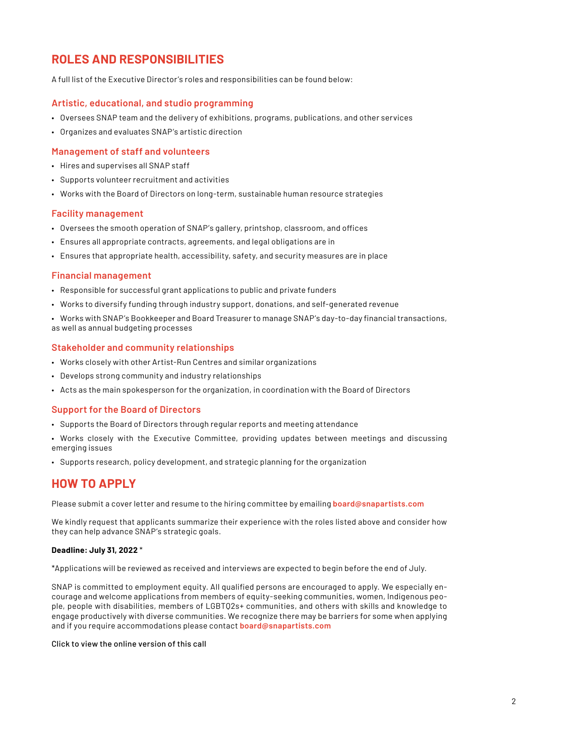## ROLES AND RESPONSIBILITIES

A full list of the Executive Director's roles and responsibilities can be found below:

### Artistic, educational, and studio programming

- Oversees SNAP team and the delivery of exhibitions, programs, publications, and other services
- Organizes and evaluates SNAP's artistic direction

### Management of staff and volunteers

- Hires and supervises all SNAP staff
- Supports volunteer recruitment and activities
- Works with the Board of Directors on long-term, sustainable human resource strategies

### Facility management

- Oversees the smooth operation of SNAP's gallery, printshop, classroom, and offices
- Ensures all appropriate contracts, agreements, and legal obligations are in
- Ensures that appropriate health, accessibility, safety, and security measures are in place

### Financial management

- Responsible for successful grant applications to public and private funders
- Works to diversify funding through industry support, donations, and self-generated revenue
- Works with SNAP's Bookkeeper and Board Treasurer to manage SNAP's day-to-day financial transactions, as well as annual budgeting processes

### Stakeholder and community relationships

- Works closely with other Artist-Run Centres and similar organizations
- Develops strong community and industry relationships
- Acts as the main spokesperson for the organization, in coordination with the Board of Directors

### Support for the Board of Directors

- Supports the Board of Directors through regular reports and meeting attendance
- Works closely with the Executive Committee, providing updates between meetings and discussing emerging issues
- Supports research, policy development, and strategic planning for the organization

## HOW TO APPLY

Please submit a cover letter and resume to the hiring committee by emailing **board@snapartists.com**

We kindly request that applicants summarize their experience with the roles listed above and consider how they can help advance SNAP's strategic goals.

**Deadline: July 31, 2022** *

*Applications will be reviewed as received and interviews are expected to begin before the end of July.

SNAP is committed to employment equity. All qualified persons are encouraged to apply. We especially encourage and welcome applications from members of equity-seeking communities, women, Indigenous people, people with disabilities, members of LGBTQ2s+ communities, and others with skills and knowledge to engage productively with diverse communities. We recognize there may be barriers for some when applying and if you require accommodations please contact **board@snapartists.com**

Click to view the online version of this call